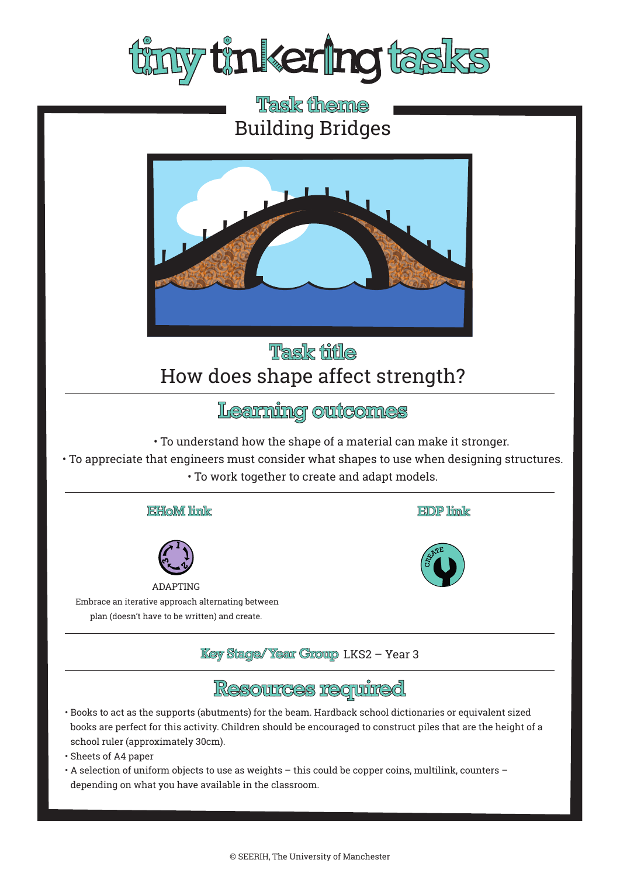# tiny tinkering tasks

## Task theme

Building Bridges

## Task title

How does shape affect strength?

## Learning outcomes

- To understand how the shape of a material can make it stronger.
- To appreciate that engineers must consider what shapes to use when designing structures.
- To work together to create and adapt models.

### EHoM link

ADAPTING

Embrace an iterative approach alternating between plan (doesn't have to be written) and create.

### EDP link

CREATE

**Key Stage/Year Group** LKS2 – Year 3

## Resources required

- Books to act as the supports (abutments) for the beam. Hardback school dictionaries or equivalent sized books are perfect for this activity. Children should be encouraged to construct piles that are the height of a school ruler (approximately 30cm).
- Sheets of A4 paper
- A selection of uniform objects to use as weights – this could be copper coins, multilink, counters – depending on what you have available in the classroom.

© SEERIH, The University of Manchester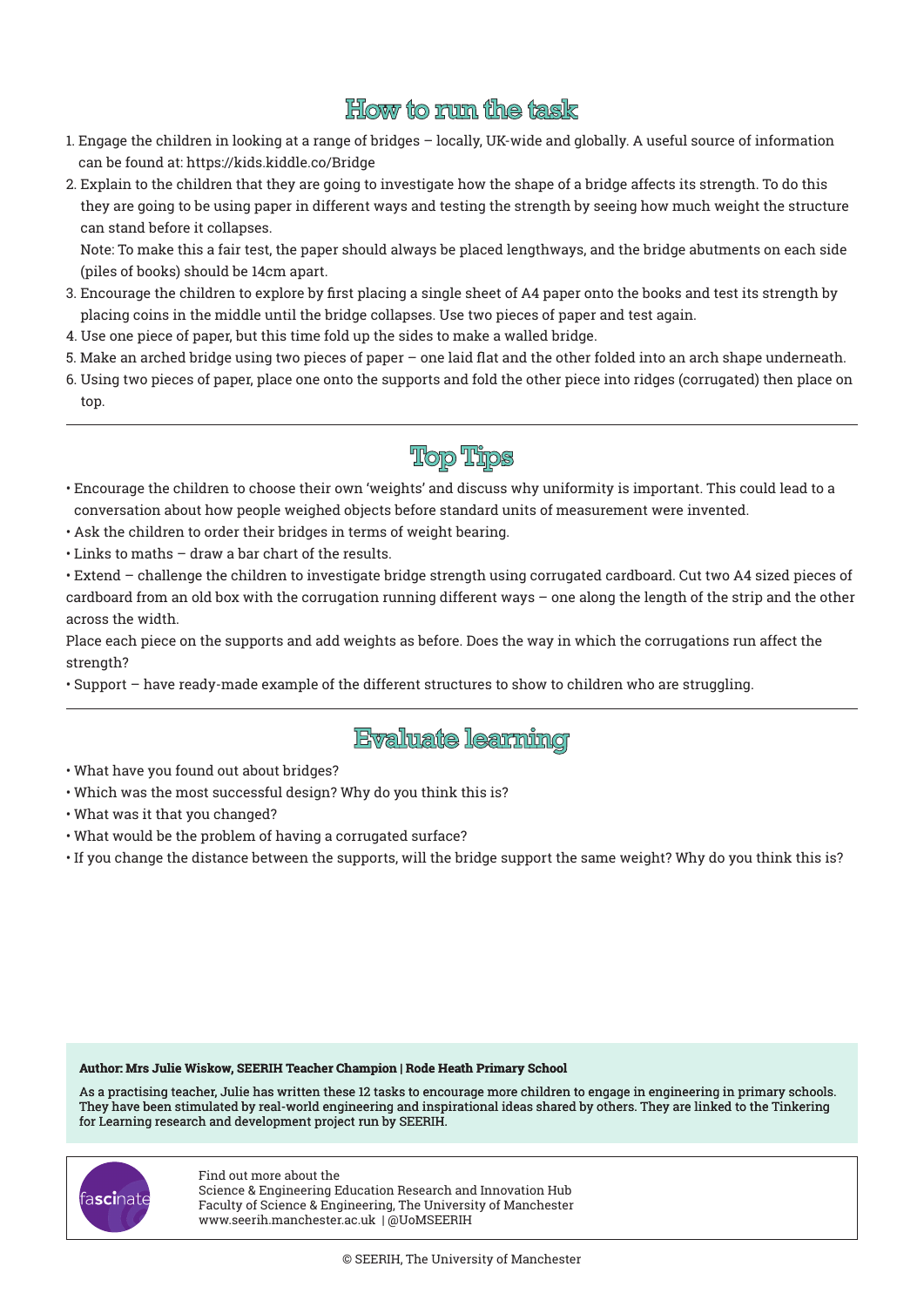## How to run the task

1. Engage the children in looking at a range of bridges – locally, UK-wide and globally. A useful source of information can be found at: https://kids.kiddle.co/Bridge
2. Explain to the children that they are going to investigate how the shape of a bridge affects its strength. To do this they are going to be using paper in different ways and testing the strength by seeing how much weight the structure can stand before it collapses.
   Note: To make this a fair test, the paper should always be placed lengthways, and the bridge abutments on each side (piles of books) should be 14cm apart.
3. Encourage the children to explore by first placing a single sheet of A4 paper onto the books and test its strength by placing coins in the middle until the bridge collapses. Use two pieces of paper and test again.
4. Use one piece of paper, but this time fold up the sides to make a walled bridge.
5. Make an arched bridge using two pieces of paper – one laid flat and the other folded into an arch shape underneath.
6. Using two pieces of paper, place one onto the supports and fold the other piece into ridges (corrugated) then place on top.

---

## Top Tips

- Encourage the children to choose their own 'weights' and discuss why uniformity is important. This could lead to a conversation about how people weighed objects before standard units of measurement were invented.
- Ask the children to order their bridges in terms of weight bearing.
- Links to maths – draw a bar chart of the results.
- Extend – challenge the children to investigate bridge strength using corrugated cardboard. Cut two A4 sized pieces of cardboard from an old box with the corrugation running different ways – one along the length of the strip and the other across the width.

Place each piece on the supports and add weights as before. Does the way in which the corrugations run affect the strength?

- Support – have ready-made example of the different structures to show to children who are struggling.

---

## Evaluate learning

- What have you found out about bridges?
- Which was the most successful design? Why do you think this is?
- What was it that you changed?
- What would be the problem of having a corrugated surface?
- If you change the distance between the supports, will the bridge support the same weight? Why do you think this is?

**Author: Mrs Julie Wiskow, SEERIH Teacher Champion | Rode Heath Primary School**

As a practising teacher, Julie has written these 12 tasks to encourage more children to engage in engineering in primary schools. They have been stimulated by real-world engineering and inspirational ideas shared by others. They are linked to the Tinkering for Learning research and development project run by SEERIH.

fascinate

Find out more about the
Science & Engineering Education Research and Innovation Hub
Faculty of Science & Engineering, The University of Manchester
www.seerih.manchester.ac.uk | @UoMSEERIH

© SEERIH, The University of Manchester